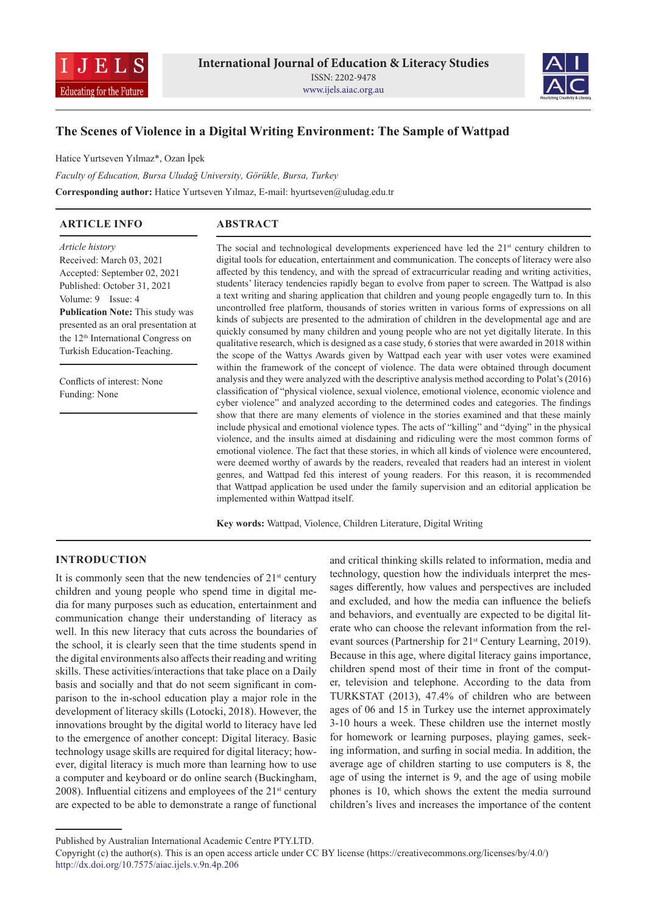# The Scenes of Violence in a Digital Writing Environment: The Sample of Wattpad

Hatice Yurtseven Yılmaz*, Ozan İpek

*Faculty of Education, Bursa Uludağ University, Görükle, Bursa, Turkey*

**Corresponding author:** Hatice Yurtseven Yılmaz, E-mail: hyurtseven@uludag.edu.tr

## ARTICLE INFO

*Article history*
Received: March 03, 2021
Accepted: September 02, 2021
Published: October 31, 2021
Volume: 9 Issue: 4

**Publication Note:** This study was presented as an oral presentation at the 12th International Congress on Turkish Education-Teaching.

Conflicts of interest: None
Funding: None

## ABSTRACT

The social and technological developments experienced have led the 21st century children to digital tools for education, entertainment and communication. The concepts of literacy were also affected by this tendency, and with the spread of extracurricular reading and writing activities, students' literacy tendencies rapidly began to evolve from paper to screen. The Wattpad is also a text writing and sharing application that children and young people engagedly turn to. In this uncontrolled free platform, thousands of stories written in various forms of expressions on all kinds of subjects are presented to the admiration of children in the developmental age and are quickly consumed by many children and young people who are not yet digitally literate. In this qualitative research, which is designed as a case study, 6 stories that were awarded in 2018 within the scope of the Wattys Awards given by Wattpad each year with user votes were examined within the framework of the concept of violence. The data were obtained through document analysis and they were analyzed with the descriptive analysis method according to Polat's (2016) classification of "physical violence, sexual violence, emotional violence, economic violence and cyber violence" and analyzed according to the determined codes and categories. The findings show that there are many elements of violence in the stories examined and that these mainly include physical and emotional violence types. The acts of "killing" and "dying" in the physical violence, and the insults aimed at disdaining and ridiculing were the most common forms of emotional violence. The fact that these stories, in which all kinds of violence were encountered, were deemed worthy of awards by the readers, revealed that readers had an interest in violent genres, and Wattpad fed this interest of young readers. For this reason, it is recommended that Wattpad application be used under the family supervision and an editorial application be implemented within Wattpad itself.

**Key words:** Wattpad, Violence, Children Literature, Digital Writing

## INTRODUCTION

It is commonly seen that the new tendencies of 21st century children and young people who spend time in digital media for many purposes such as education, entertainment and communication change their understanding of literacy as well. In this new literacy that cuts across the boundaries of the school, it is clearly seen that the time students spend in the digital environments also affects their reading and writing skills. These activities/interactions that take place on a Daily basis and socially and that do not seem significant in comparison to the in-school education play a major role in the development of literacy skills (Lotocki, 2018). However, the innovations brought by the digital world to literacy have led to the emergence of another concept: Digital literacy. Basic technology usage skills are required for digital literacy; however, digital literacy is much more than learning how to use a computer and keyboard or do online search (Buckingham, 2008). Influential citizens and employees of the 21st century are expected to be able to demonstrate a range of functional and critical thinking skills related to information, media and technology, question how the individuals interpret the messages differently, how values and perspectives are included and excluded, and how the media can influence the beliefs and behaviors, and eventually are expected to be digital literate who can choose the relevant information from the relevant sources (Partnership for 21st Century Learning, 2019). Because in this age, where digital literacy gains importance, children spend most of their time in front of the computer, television and telephone. According to the data from TURKSTAT (2013), 47.4% of children who are between ages of 06 and 15 in Turkey use the internet approximately 3-10 hours a week. These children use the internet mostly for homework or learning purposes, playing games, seeking information, and surfing in social media. In addition, the average age of children starting to use computers is 8, the age of using the internet is 9, and the age of using mobile phones is 10, which shows the extent the media surround children's lives and increases the importance of the content

Published by Australian International Academic Centre PTY.LTD.
Copyright (c) the author(s). This is an open access article under CC BY license (https://creativecommons.org/licenses/by/4.0/)
http://dx.doi.org/10.7575/aiac.ijels.v.9n.4p.206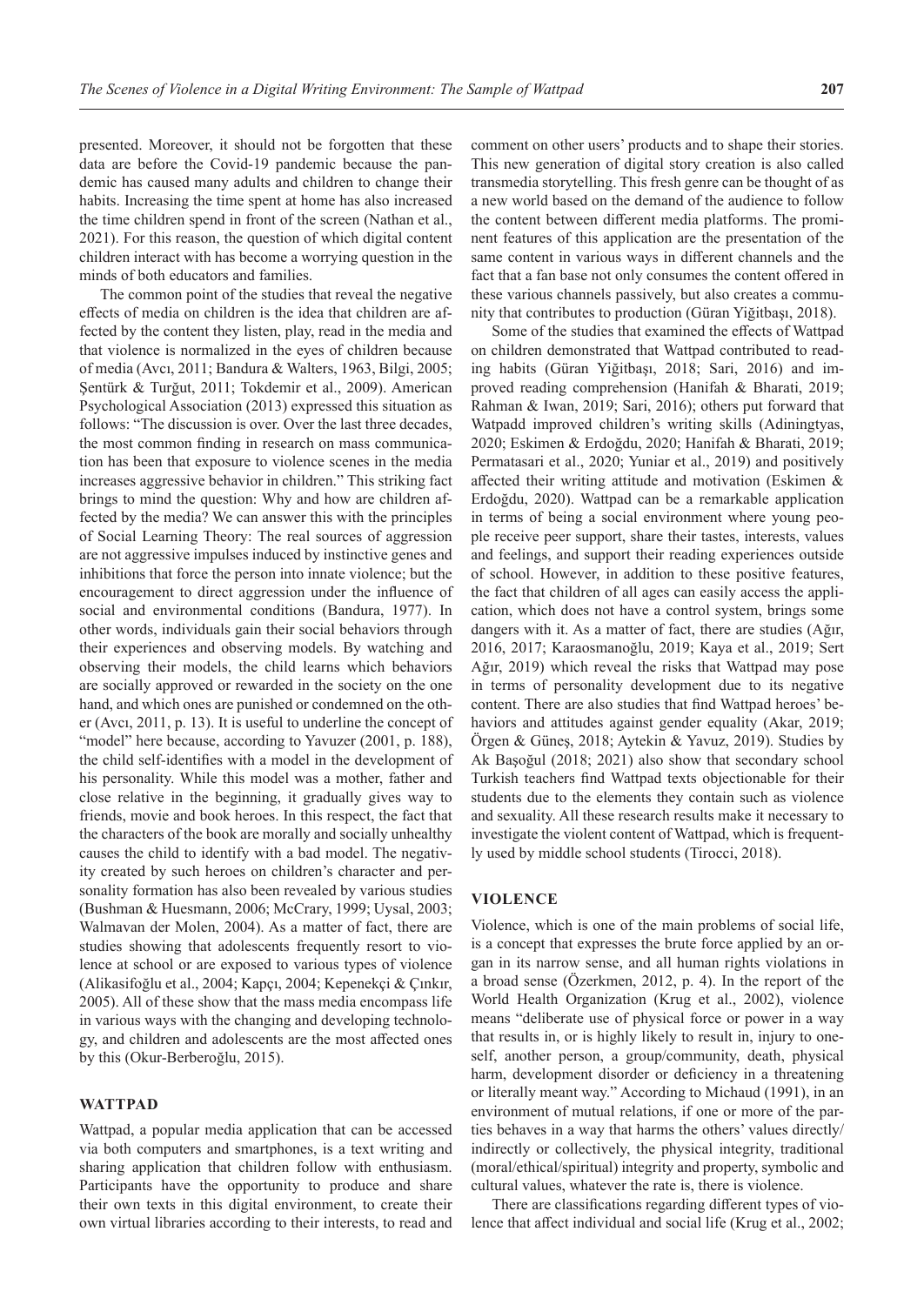presented. Moreover, it should not be forgotten that these data are before the Covid-19 pandemic because the pandemic has caused many adults and children to change their habits. Increasing the time spent at home has also increased the time children spend in front of the screen (Nathan et al., 2021). For this reason, the question of which digital content children interact with has become a worrying question in the minds of both educators and families.

The common point of the studies that reveal the negative effects of media on children is the idea that children are affected by the content they listen, play, read in the media and that violence is normalized in the eyes of children because of media (Avcı, 2011; Bandura & Walters, 1963, Bilgi, 2005; Şentürk & Turğut, 2011; Tokdemir et al., 2009). American Psychological Association (2013) expressed this situation as follows: "The discussion is over. Over the last three decades, the most common finding in research on mass communication has been that exposure to violence scenes in the media increases aggressive behavior in children." This striking fact brings to mind the question: Why and how are children affected by the media? We can answer this with the principles of Social Learning Theory: The real sources of aggression are not aggressive impulses induced by instinctive genes and inhibitions that force the person into innate violence; but the encouragement to direct aggression under the influence of social and environmental conditions (Bandura, 1977). In other words, individuals gain their social behaviors through their experiences and observing models. By watching and observing their models, the child learns which behaviors are socially approved or rewarded in the society on the one hand, and which ones are punished or condemned on the other (Avcı, 2011, p. 13). It is useful to underline the concept of "model" here because, according to Yavuzer (2001, p. 188), the child self-identifies with a model in the development of his personality. While this model was a mother, father and close relative in the beginning, it gradually gives way to friends, movie and book heroes. In this respect, the fact that the characters of the book are morally and socially unhealthy causes the child to identify with a bad model. The negativity created by such heroes on children's character and personality formation has also been revealed by various studies (Bushman & Huesmann, 2006; McCrary, 1999; Uysal, 2003; Walmavan der Molen, 2004). As a matter of fact, there are studies showing that adolescents frequently resort to violence at school or are exposed to various types of violence (Alikasifoğlu et al., 2004; Kapçı, 2004; Kepenekçi & Çınkır, 2005). All of these show that the mass media encompass life in various ways with the changing and developing technology, and children and adolescents are the most affected ones by this (Okur-Berberoğlu, 2015).

## WATTPAD

Wattpad, a popular media application that can be accessed via both computers and smartphones, is a text writing and sharing application that children follow with enthusiasm. Participants have the opportunity to produce and share their own texts in this digital environment, to create their own virtual libraries according to their interests, to read and comment on other users' products and to shape their stories. This new generation of digital story creation is also called transmedia storytelling. This fresh genre can be thought of as a new world based on the demand of the audience to follow the content between different media platforms. The prominent features of this application are the presentation of the same content in various ways in different channels and the fact that a fan base not only consumes the content offered in these various channels passively, but also creates a community that contributes to production (Güran Yiğitbaşı, 2018).

Some of the studies that examined the effects of Wattpad on children demonstrated that Wattpad contributed to reading habits (Güran Yiğitbaşı, 2018; Sari, 2016) and improved reading comprehension (Hanifah & Bharati, 2019; Rahman & Iwan, 2019; Sari, 2016); others put forward that Watpadd improved children's writing skills (Adiningtyas, 2020; Eskimen & Erdoğdu, 2020; Hanifah & Bharati, 2019; Permatasari et al., 2020; Yuniar et al., 2019) and positively affected their writing attitude and motivation (Eskimen & Erdoğdu, 2020). Wattpad can be a remarkable application in terms of being a social environment where young people receive peer support, share their tastes, interests, values and feelings, and support their reading experiences outside of school. However, in addition to these positive features, the fact that children of all ages can easily access the application, which does not have a control system, brings some dangers with it. As a matter of fact, there are studies (Ağır, 2016, 2017; Karaosmanoğlu, 2019; Kaya et al., 2019; Sert Ağır, 2019) which reveal the risks that Wattpad may pose in terms of personality development due to its negative content. There are also studies that find Wattpad heroes' behaviors and attitudes against gender equality (Akar, 2019; Örgen & Güneş, 2018; Aytekin & Yavuz, 2019). Studies by Ak Başoğul (2018; 2021) also show that secondary school Turkish teachers find Wattpad texts objectionable for their students due to the elements they contain such as violence and sexuality. All these research results make it necessary to investigate the violent content of Wattpad, which is frequently used by middle school students (Tirocci, 2018).

## VIOLENCE

Violence, which is one of the main problems of social life, is a concept that expresses the brute force applied by an organ in its narrow sense, and all human rights violations in a broad sense (Özerkmen, 2012, p. 4). In the report of the World Health Organization (Krug et al., 2002), violence means "deliberate use of physical force or power in a way that results in, or is highly likely to result in, injury to oneself, another person, a group/community, death, physical harm, development disorder or deficiency in a threatening or literally meant way." According to Michaud (1991), in an environment of mutual relations, if one or more of the parties behaves in a way that harms the others' values directly/indirectly or collectively, the physical integrity, traditional (moral/ethical/spiritual) integrity and property, symbolic and cultural values, whatever the rate is, there is violence.

There are classifications regarding different types of violence that affect individual and social life (Krug et al., 2002;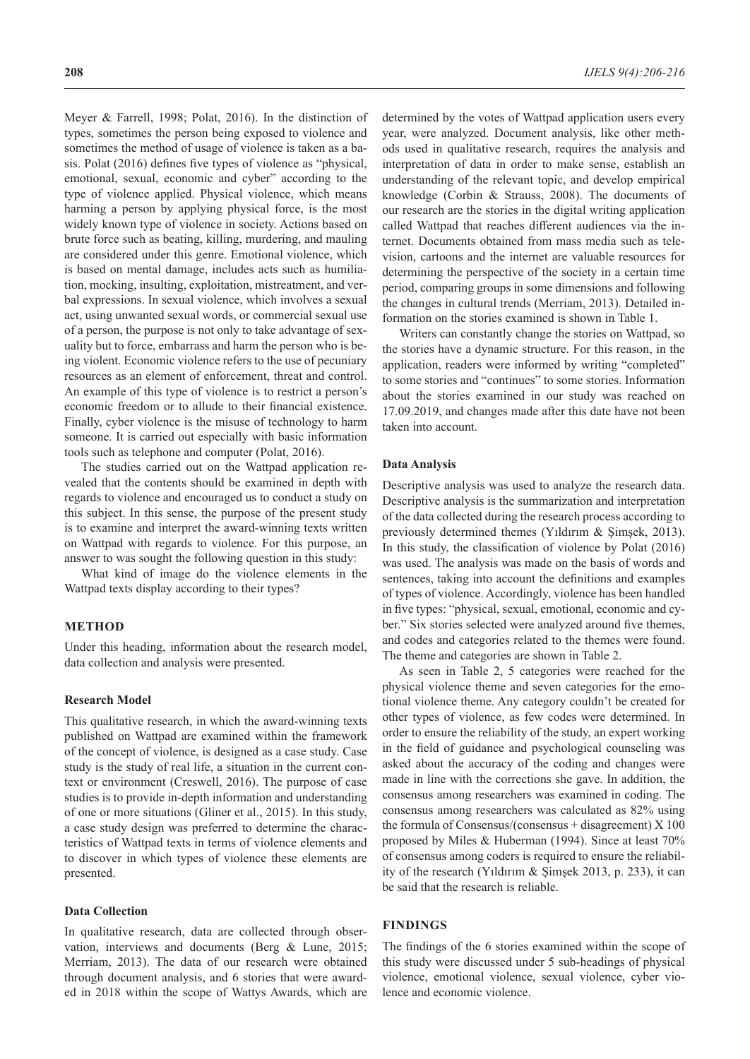Meyer & Farrell, 1998; Polat, 2016). In the distinction of types, sometimes the person being exposed to violence and sometimes the method of usage of violence is taken as a basis. Polat (2016) defines five types of violence as "physical, emotional, sexual, economic and cyber" according to the type of violence applied. Physical violence, which means harming a person by applying physical force, is the most widely known type of violence in society. Actions based on brute force such as beating, killing, murdering, and mauling are considered under this genre. Emotional violence, which is based on mental damage, includes acts such as humiliation, mocking, insulting, exploitation, mistreatment, and verbal expressions. In sexual violence, which involves a sexual act, using unwanted sexual words, or commercial sexual use of a person, the purpose is not only to take advantage of sexuality but to force, embarrass and harm the person who is being violent. Economic violence refers to the use of pecuniary resources as an element of enforcement, threat and control. An example of this type of violence is to restrict a person's economic freedom or to allude to their financial existence. Finally, cyber violence is the misuse of technology to harm someone. It is carried out especially with basic information tools such as telephone and computer (Polat, 2016).

The studies carried out on the Wattpad application revealed that the contents should be examined in depth with regards to violence and encouraged us to conduct a study on this subject. In this sense, the purpose of the present study is to examine and interpret the award-winning texts written on Wattpad with regards to violence. For this purpose, an answer to was sought the following question in this study:

What kind of image do the violence elements in the Wattpad texts display according to their types?

## METHOD

Under this heading, information about the research model, data collection and analysis were presented.

### Research Model

This qualitative research, in which the award-winning texts published on Wattpad are examined within the framework of the concept of violence, is designed as a case study. Case study is the study of real life, a situation in the current context or environment (Creswell, 2016). The purpose of case studies is to provide in-depth information and understanding of one or more situations (Gliner et al., 2015). In this study, a case study design was preferred to determine the characteristics of Wattpad texts in terms of violence elements and to discover in which types of violence these elements are presented.

### Data Collection

In qualitative research, data are collected through observation, interviews and documents (Berg & Lune, 2015; Merriam, 2013). The data of our research were obtained through document analysis, and 6 stories that were awarded in 2018 within the scope of Wattys Awards, which are determined by the votes of Wattpad application users every year, were analyzed. Document analysis, like other methods used in qualitative research, requires the analysis and interpretation of data in order to make sense, establish an understanding of the relevant topic, and develop empirical knowledge (Corbin & Strauss, 2008). The documents of our research are the stories in the digital writing application called Wattpad that reaches different audiences via the internet. Documents obtained from mass media such as television, cartoons and the internet are valuable resources for determining the perspective of the society in a certain time period, comparing groups in some dimensions and following the changes in cultural trends (Merriam, 2013). Detailed information on the stories examined is shown in Table 1.

Writers can constantly change the stories on Wattpad, so the stories have a dynamic structure. For this reason, in the application, readers were informed by writing "completed" to some stories and "continues" to some stories. Information about the stories examined in our study was reached on 17.09.2019, and changes made after this date have not been taken into account.

### Data Analysis

Descriptive analysis was used to analyze the research data. Descriptive analysis is the summarization and interpretation of the data collected during the research process according to previously determined themes (Yıldırım & Şimşek, 2013). In this study, the classification of violence by Polat (2016) was used. The analysis was made on the basis of words and sentences, taking into account the definitions and examples of types of violence. Accordingly, violence has been handled in five types: "physical, sexual, emotional, economic and cyber." Six stories selected were analyzed around five themes, and codes and categories related to the themes were found. The theme and categories are shown in Table 2.

As seen in Table 2, 5 categories were reached for the physical violence theme and seven categories for the emotional violence theme. Any category couldn't be created for other types of violence, as few codes were determined. In order to ensure the reliability of the study, an expert working in the field of guidance and psychological counseling was asked about the accuracy of the coding and changes were made in line with the corrections she gave. In addition, the consensus among researchers was examined in coding. The consensus among researchers was calculated as 82% using the formula of Consensus/(consensus + disagreement) X 100 proposed by Miles & Huberman (1994). Since at least 70% of consensus among coders is required to ensure the reliability of the research (Yıldırım & Şimşek 2013, p. 233), it can be said that the research is reliable.

## FINDINGS

The findings of the 6 stories examined within the scope of this study were discussed under 5 sub-headings of physical violence, emotional violence, sexual violence, cyber violence and economic violence.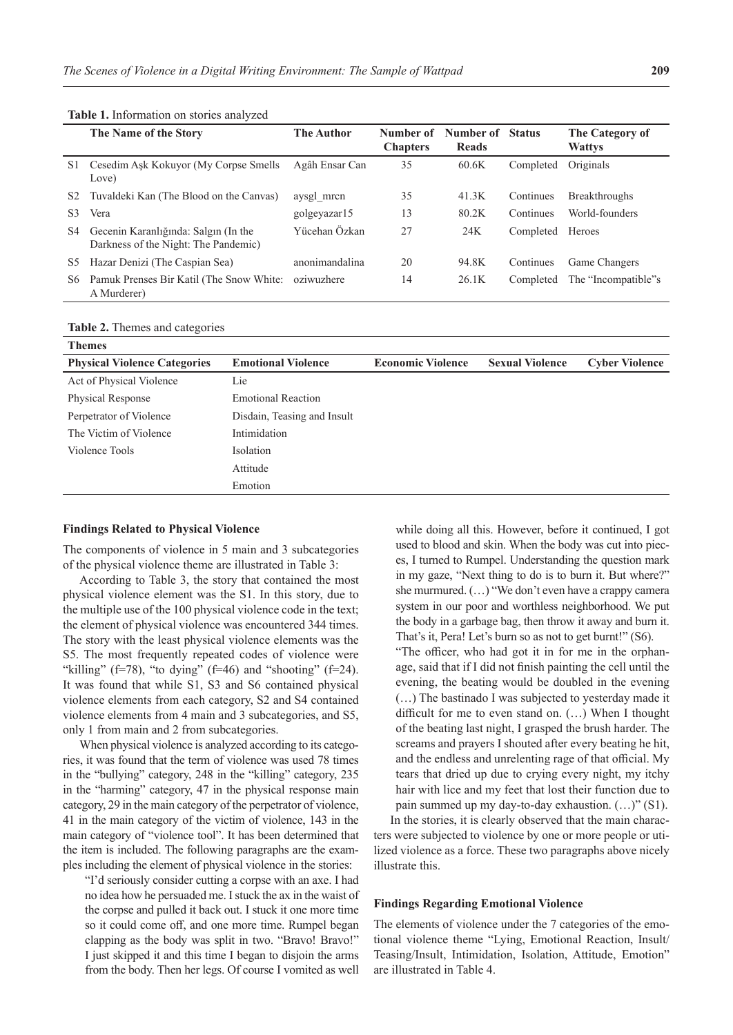**Table 1.** Information on stories analyzed

| | The Name of the Story | The Author | Number of Chapters | Number of Reads | Status | The Category of Wattys |
|---|---|---|---|---|---|---|
| S1 | Cesedim Aşk Kokuyor (My Corpse Smells Love) | Agâh Ensar Can | 35 | 60.6K | Completed | Originals |
| S2 | Tuvaldeki Kan (The Blood on the Canvas) | aysgl_mrcn | 35 | 41.3K | Continues | Breakthroughs |
| S3 | Vera | golgeyazar15 | 13 | 80.2K | Continues | World-founders |
| S4 | Gecenin Karanlığında: Salgın (In the Darkness of the Night: The Pandemic) | Yücehan Özkan | 27 | 24K | Completed | Heroes |
| S5 | Hazar Denizi (The Caspian Sea) | anonimandalina | 20 | 94.8K | Continues | Game Changers |
| S6 | Pamuk Prenses Bir Katil (The Snow White: A Murderer) | oziwuzhere | 14 | 26.1K | Completed | The "Incompatible"s |

**Table 2.** Themes and categories

| Themes | | | | |
|---|---|---|---|---|
| **Physical Violence Categories** | **Emotional Violence** | **Economic Violence** | **Sexual Violence** | **Cyber Violence** |
| Act of Physical Violence | Lie | | | |
| Physical Response | Emotional Reaction | | | |
| Perpetrator of Violence | Disdain, Teasing and Insult | | | |
| The Victim of Violence | Intimidation | | | |
| Violence Tools | Isolation | | | |
| | Attitude | | | |
| | Emotion | | | |

#### Findings Related to Physical Violence

The components of violence in 5 main and 3 subcategories of the physical violence theme are illustrated in Table 3:

According to Table 3, the story that contained the most physical violence element was the S1. In this story, due to the multiple use of the 100 physical violence code in the text; the element of physical violence was encountered 344 times. The story with the least physical violence elements was the S5. The most frequently repeated codes of violence were "killing" (f=78), "to dying" (f=46) and "shooting" (f=24). It was found that while S1, S3 and S6 contained physical violence elements from each category, S2 and S4 contained violence elements from 4 main and 3 subcategories, and S5, only 1 from main and 2 from subcategories.

When physical violence is analyzed according to its categories, it was found that the term of violence was used 78 times in the "bullying" category, 248 in the "killing" category, 235 in the "harming" category, 47 in the physical response main category, 29 in the main category of the perpetrator of violence, 41 in the main category of the victim of violence, 143 in the main category of "violence tool". It has been determined that the item is included. The following paragraphs are the examples including the element of physical violence in the stories:

> "I'd seriously consider cutting a corpse with an axe. I had no idea how he persuaded me. I stuck the ax in the waist of the corpse and pulled it back out. I stuck it one more time so it could come off, and one more time. Rumpel began clapping as the body was split in two. "Bravo! Bravo!" I just skipped it and this time I began to disjoin the arms from the body. Then her legs. Of course I vomited as well while doing all this. However, before it continued, I got used to blood and skin. When the body was cut into pieces, I turned to Rumpel. Understanding the question mark in my gaze, "Next thing to do is to burn it. But where?" she murmured. (…) "We don't even have a crappy camera system in our poor and worthless neighborhood. We put the body in a garbage bag, then throw it away and burn it. That's it, Pera! Let's burn so as not to get burnt!" (S6).

> "The officer, who had got it in for me in the orphanage, said that if I did not finish painting the cell until the evening, the beating would be doubled in the evening (…) The bastinado I was subjected to yesterday made it difficult for me to even stand on. (…) When I thought of the beating last night, I grasped the brush harder. The screams and prayers I shouted after every beating he hit, and the endless and unrelenting rage of that official. My tears that dried up due to crying every night, my itchy hair with lice and my feet that lost their function due to pain summed up my day-to-day exhaustion. (…)" (S1).

In the stories, it is clearly observed that the main characters were subjected to violence by one or more people or utilized violence as a force. These two paragraphs above nicely illustrate this.

#### Findings Regarding Emotional Violence

The elements of violence under the 7 categories of the emotional violence theme "Lying, Emotional Reaction, Insult/Teasing/Insult, Intimidation, Isolation, Attitude, Emotion" are illustrated in Table 4.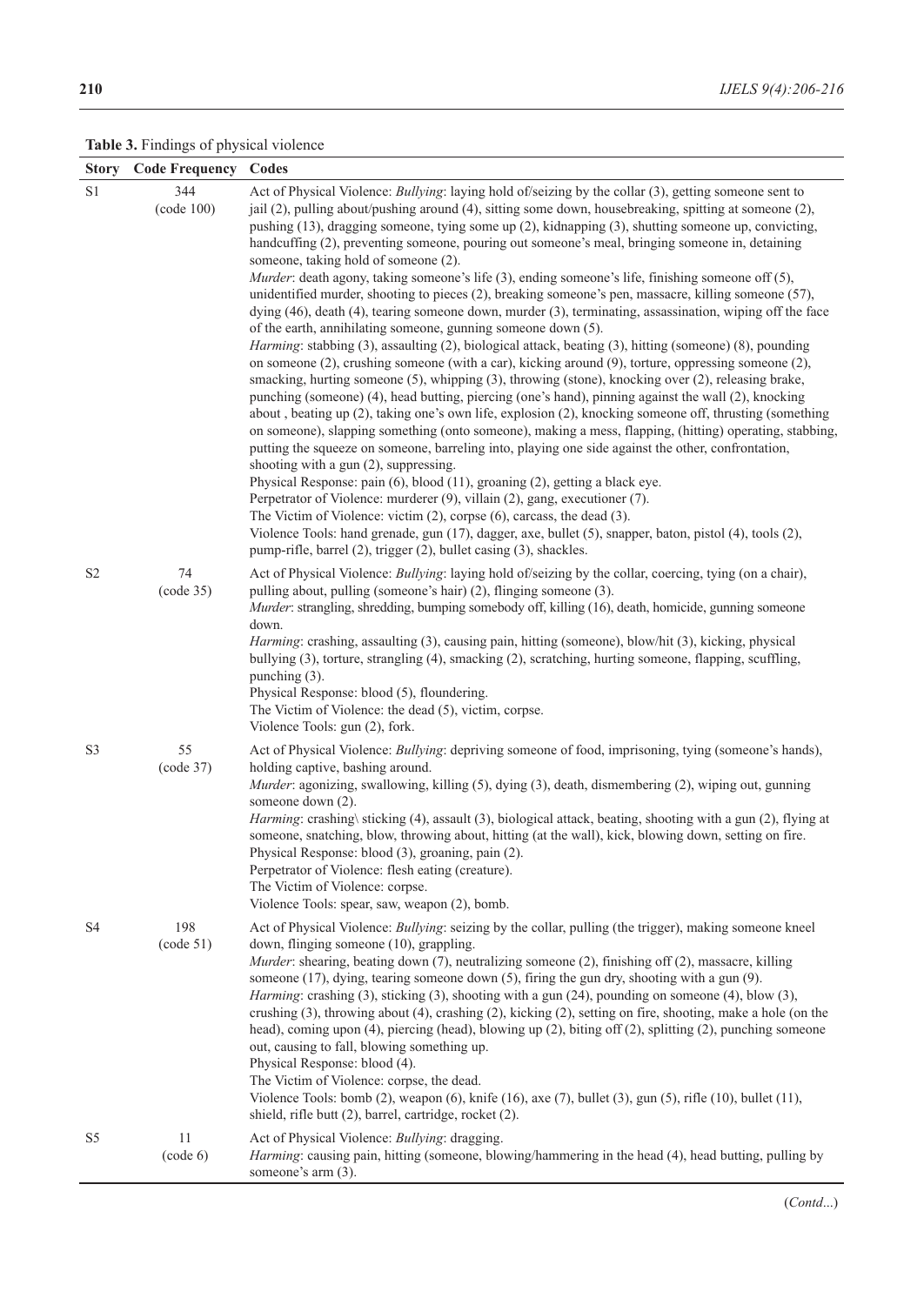**Table 3.** Findings of physical violence

| Story | Code Frequency | Codes |
|---|---|---|
| S1 | 344 (code 100) | Act of Physical Violence: *Bullying*: laying hold of/seizing by the collar (3), getting someone sent to jail (2), pulling about/pushing around (4), sitting some down, housebreaking, spitting at someone (2), pushing (13), dragging someone, tying some up (2), kidnapping (3), shutting someone up, convicting, handcuffing (2), preventing someone, pouring out someone's meal, bringing someone in, detaining someone, taking hold of someone (2).<br>*Murder*: death agony, taking someone's life (3), ending someone's life, finishing someone off (5), unidentified murder, shooting to pieces (2), breaking someone's pen, massacre, killing someone (57), dying (46), death (4), tearing someone down, murder (3), terminating, assassination, wiping off the face of the earth, annihilating someone, gunning someone down (5).<br>*Harming*: stabbing (3), assaulting (2), biological attack, beating (3), hitting (someone) (8), pounding on someone (2), crushing someone (with a car), kicking around (9), torture, oppressing someone (2), smacking, hurting someone (5), whipping (3), throwing (stone), knocking over (2), releasing brake, punching (someone) (4), head butting, piercing (one's hand), pinning against the wall (2), knocking about , beating up (2), taking one's own life, explosion (2), knocking someone off, thrusting (something on someone), slapping something (onto someone), making a mess, flapping, (hitting) operating, stabbing, putting the squeeze on someone, barreling into, playing one side against the other, confrontation, shooting with a gun (2), suppressing.<br>Physical Response: pain (6), blood (11), groaning (2), getting a black eye.<br>Perpetrator of Violence: murderer (9), villain (2), gang, executioner (7).<br>The Victim of Violence: victim (2), corpse (6), carcass, the dead (3).<br>Violence Tools: hand grenade, gun (17), dagger, axe, bullet (5), snapper, baton, pistol (4), tools (2), pump-rifle, barrel (2), trigger (2), bullet casing (3), shackles. |
| S2 | 74 (code 35) | Act of Physical Violence: *Bullying*: laying hold of/seizing by the collar, coercing, tying (on a chair), pulling about, pulling (someone's hair) (2), flinging someone (3).<br>*Murder*: strangling, shredding, bumping somebody off, killing (16), death, homicide, gunning someone down.<br>*Harming*: crashing, assaulting (3), causing pain, hitting (someone), blow/hit (3), kicking, physical bullying (3), torture, strangling (4), smacking (2), scratching, hurting someone, flapping, scuffling, punching (3).<br>Physical Response: blood (5), floundering.<br>The Victim of Violence: the dead (5), victim, corpse.<br>Violence Tools: gun (2), fork. |
| S3 | 55 (code 37) | Act of Physical Violence: *Bullying*: depriving someone of food, imprisoning, tying (someone's hands), holding captive, bashing around.<br>*Murder*: agonizing, swallowing, killing (5), dying (3), death, dismembering (2), wiping out, gunning someone down (2).<br>*Harming*: crashing\ sticking (4), assault (3), biological attack, beating, shooting with a gun (2), flying at someone, snatching, blow, throwing about, hitting (at the wall), kick, blowing down, setting on fire.<br>Physical Response: blood (3), groaning, pain (2).<br>Perpetrator of Violence: flesh eating (creature).<br>The Victim of Violence: corpse.<br>Violence Tools: spear, saw, weapon (2), bomb. |
| S4 | 198 (code 51) | Act of Physical Violence: *Bullying*: seizing by the collar, pulling (the trigger), making someone kneel down, flinging someone (10), grappling.<br>*Murder*: shearing, beating down (7), neutralizing someone (2), finishing off (2), massacre, killing someone (17), dying, tearing someone down (5), firing the gun dry, shooting with a gun (9).<br>*Harming*: crashing (3), sticking (3), shooting with a gun (24), pounding on someone (4), blow (3), crushing (3), throwing about (4), crashing (2), kicking (2), setting on fire, shooting, make a hole (on the head), coming upon (4), piercing (head), blowing up (2), biting off (2), splitting (2), punching someone out, causing to fall, blowing something up.<br>Physical Response: blood (4).<br>The Victim of Violence: corpse, the dead.<br>Violence Tools: bomb (2), weapon (6), knife (16), axe (7), bullet (3), gun (5), rifle (10), bullet (11), shield, rifle butt (2), barrel, cartridge, rocket (2). |
| S5 | 11 (code 6) | Act of Physical Violence: *Bullying*: dragging.<br>*Harming*: causing pain, hitting (someone, blowing/hammering in the head (4), head butting, pulling by someone's arm (3). |

(*Contd...*)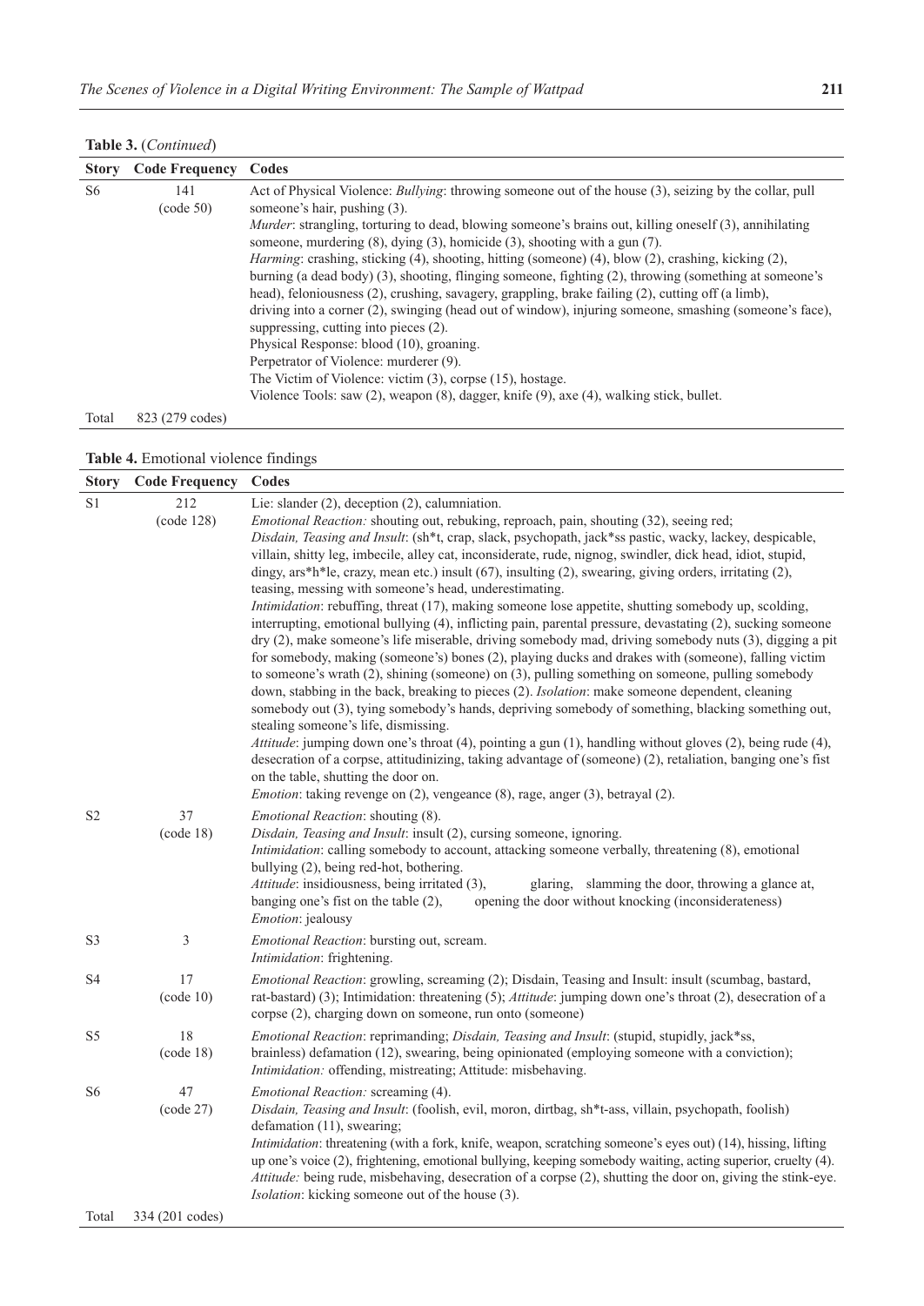**Table 3.** (*Continued*)

| Story | Code Frequency | Codes |
|---|---|---|
| S6 | 141 (code 50) | Act of Physical Violence: *Bullying*: throwing someone out of the house (3), seizing by the collar, pull someone's hair, pushing (3).<br>*Murder*: strangling, torturing to dead, blowing someone's brains out, killing oneself (3), annihilating someone, murdering (8), dying (3), homicide (3), shooting with a gun (7).<br>*Harming*: crashing, sticking (4), shooting, hitting (someone) (4), blow (2), crashing, kicking (2), burning (a dead body) (3), shooting, flinging someone, fighting (2), throwing (something at someone's head), feloniousness (2), crushing, savagery, grappling, brake failing (2), cutting off (a limb), driving into a corner (2), swinging (head out of window), injuring someone, smashing (someone's face), suppressing, cutting into pieces (2).<br>Physical Response: blood (10), groaning.<br>Perpetrator of Violence: murderer (9).<br>The Victim of Violence: victim (3), corpse (15), hostage.<br>Violence Tools: saw (2), weapon (8), dagger, knife (9), axe (4), walking stick, bullet. |
| Total | 823 (279 codes) | |

**Table 4.** Emotional violence findings

| Story | Code Frequency | Codes |
|---|---|---|
| S1 | 212 (code 128) | Lie: slander (2), deception (2), calumniation.<br>*Emotional Reaction:* shouting out, rebuking, reproach, pain, shouting (32), seeing red;<br>*Disdain, Teasing and Insult*: (sh*t, crap, slack, psychopath, jack*ss pastic, wacky, lackey, despicable, villain, shitty leg, imbecile, alley cat, inconsiderate, rude, nignog, swindler, dick head, idiot, stupid, dingy, ars*h*le, crazy, mean etc.) insult (67), insulting (2), swearing, giving orders, irritating (2), teasing, messing with someone's head, underestimating.<br>*Intimidation*: rebuffing, threat (17), making someone lose appetite, shutting somebody up, scolding, interrupting, emotional bullying (4), inflicting pain, parental pressure, devastating (2), sucking someone dry (2), make someone's life miserable, driving somebody mad, driving somebody nuts (3), digging a pit for somebody, making (someone's) bones (2), playing ducks and drakes with (someone), falling victim to someone's wrath (2), shining (someone) on (3), pulling something on someone, pulling somebody down, stabbing in the back, breaking to pieces (2). *Isolation*: make someone dependent, cleaning somebody out (3), tying somebody's hands, depriving somebody of something, blacking something out, stealing someone's life, dismissing.<br>*Attitude*: jumping down one's throat (4), pointing a gun (1), handling without gloves (2), being rude (4), desecration of a corpse, attitudinizing, taking advantage of (someone) (2), retaliation, banging one's fist on the table, shutting the door on.<br>*Emotion*: taking revenge on (2), vengeance (8), rage, anger (3), betrayal (2). |
| S2 | 37 (code 18) | *Emotional Reaction*: shouting (8).<br>*Disdain, Teasing and Insult*: insult (2), cursing someone, ignoring.<br>*Intimidation*: calling somebody to account, attacking someone verbally, threatening (8), emotional bullying (2), being red-hot, bothering.<br>*Attitude*: insidiousness, being irritated (3), glaring, slamming the door, throwing a glance at, banging one's fist on the table (2), opening the door without knocking (inconsiderateness)<br>*Emotion*: jealousy |
| S3 | 3 | *Emotional Reaction*: bursting out, scream.<br>*Intimidation*: frightening. |
| S4 | 17 (code 10) | *Emotional Reaction*: growling, screaming (2); Disdain, Teasing and Insult: insult (scumbag, bastard, rat-bastard) (3); Intimidation: threatening (5); *Attitude*: jumping down one's throat (2), desecration of a corpse (2), charging down on someone, run onto (someone) |
| S5 | 18 (code 18) | *Emotional Reaction*: reprimanding; *Disdain, Teasing and Insult*: (stupid, stupidly, jack*ss, brainless) defamation (12), swearing, being opinionated (employing someone with a conviction); *Intimidation:* offending, mistreating; Attitude: misbehaving. |
| S6 | 47 (code 27) | *Emotional Reaction:* screaming (4).<br>*Disdain, Teasing and Insult*: (foolish, evil, moron, dirtbag, sh*t-ass, villain, psychopath, foolish) defamation (11), swearing;<br>*Intimidation*: threatening (with a fork, knife, weapon, scratching someone's eyes out) (14), hissing, lifting up one's voice (2), frightening, emotional bullying, keeping somebody waiting, acting superior, cruelty (4).<br>*Attitude:* being rude, misbehaving, desecration of a corpse (2), shutting the door on, giving the stink-eye.<br>*Isolation*: kicking someone out of the house (3). |
| Total | 334 (201 codes) | |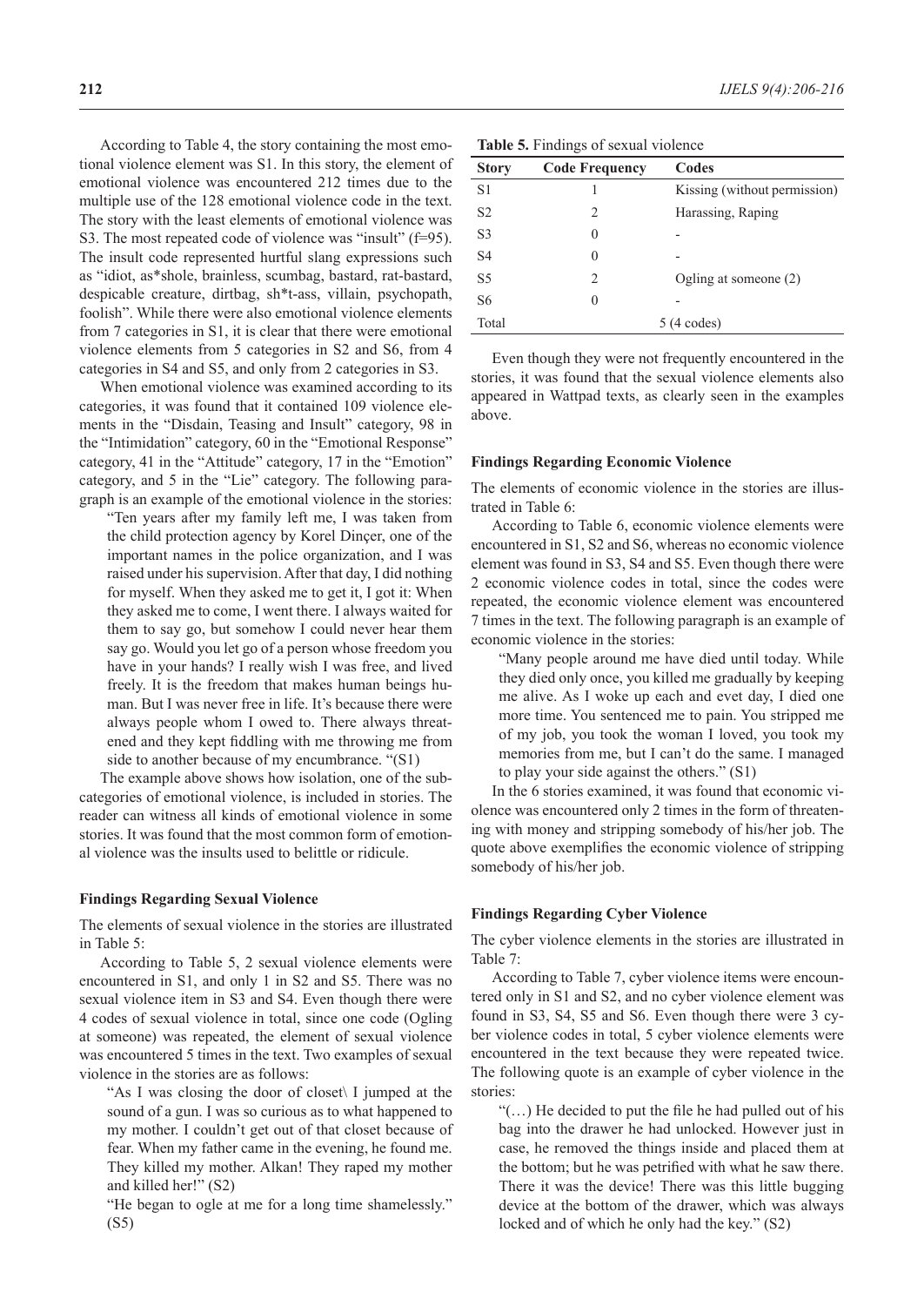According to Table 4, the story containing the most emotional violence element was S1. In this story, the element of emotional violence was encountered 212 times due to the multiple use of the 128 emotional violence code in the text. The story with the least elements of emotional violence was S3. The most repeated code of violence was "insult" (f=95). The insult code represented hurtful slang expressions such as "idiot, as*shole, brainless, scumbag, bastard, rat-bastard, despicable creature, dirtbag, sh*t-ass, villain, psychopath, foolish". While there were also emotional violence elements from 7 categories in S1, it is clear that there were emotional violence elements from 5 categories in S2 and S6, from 4 categories in S4 and S5, and only from 2 categories in S3.

When emotional violence was examined according to its categories, it was found that it contained 109 violence elements in the "Disdain, Teasing and Insult" category, 98 in the "Intimidation" category, 60 in the "Emotional Response" category, 41 in the "Attitude" category, 17 in the "Emotion" category, and 5 in the "Lie" category. The following paragraph is an example of the emotional violence in the stories:

> "Ten years after my family left me, I was taken from the child protection agency by Korel Dinçer, one of the important names in the police organization, and I was raised under his supervision. After that day, I did nothing for myself. When they asked me to get it, I got it: When they asked me to come, I went there. I always waited for them to say go, but somehow I could never hear them say go. Would you let go of a person whose freedom you have in your hands? I really wish I was free, and lived freely. It is the freedom that makes human beings human. But I was never free in life. It's because there were always people whom I owed to. There always threatened and they kept fiddling with me throwing me from side to another because of my encumbrance. "(S1)

The example above shows how isolation, one of the subcategories of emotional violence, is included in stories. The reader can witness all kinds of emotional violence in some stories. It was found that the most common form of emotional violence was the insults used to belittle or ridicule.

### Findings Regarding Sexual Violence

The elements of sexual violence in the stories are illustrated in Table 5:

According to Table 5, 2 sexual violence elements were encountered in S1, and only 1 in S2 and S5. There was no sexual violence item in S3 and S4. Even though there were 4 codes of sexual violence in total, since one code (Ogling at someone) was repeated, the element of sexual violence was encountered 5 times in the text. Two examples of sexual violence in the stories are as follows:

> "As I was closing the door of closet\ I jumped at the sound of a gun. I was so curious as to what happened to my mother. I couldn't get out of that closet because of fear. When my father came in the evening, he found me. They killed my mother. Alkan! They raped my mother and killed her!" (S2)

> "He began to ogle at me for a long time shamelessly." (S5)

**Table 5.** Findings of sexual violence

| Story | Code Frequency | Codes |
|---|---|---|
| S1 | 1 | Kissing (without permission) |
| S2 | 2 | Harassing, Raping |
| S3 | 0 | - |
| S4 | 0 | - |
| S5 | 2 | Ogling at someone (2) |
| S6 | 0 | - |
| Total | 5 (4 codes) | |

Even though they were not frequently encountered in the stories, it was found that the sexual violence elements also appeared in Wattpad texts, as clearly seen in the examples above.

### Findings Regarding Economic Violence

The elements of economic violence in the stories are illustrated in Table 6:

According to Table 6, economic violence elements were encountered in S1, S2 and S6, whereas no economic violence element was found in S3, S4 and S5. Even though there were 2 economic violence codes in total, since the codes were repeated, the economic violence element was encountered 7 times in the text. The following paragraph is an example of economic violence in the stories:

> "Many people around me have died until today. While they died only once, you killed me gradually by keeping me alive. As I woke up each and evet day, I died one more time. You sentenced me to pain. You stripped me of my job, you took the woman I loved, you took my memories from me, but I can't do the same. I managed to play your side against the others." (S1)

In the 6 stories examined, it was found that economic violence was encountered only 2 times in the form of threatening with money and stripping somebody of his/her job. The quote above exemplifies the economic violence of stripping somebody of his/her job.

### Findings Regarding Cyber Violence

The cyber violence elements in the stories are illustrated in Table 7:

According to Table 7, cyber violence items were encountered only in S1 and S2, and no cyber violence element was found in S3, S4, S5 and S6. Even though there were 3 cyber violence codes in total, 5 cyber violence elements were encountered in the text because they were repeated twice. The following quote is an example of cyber violence in the stories:

> "(…) He decided to put the file he had pulled out of his bag into the drawer he had unlocked. However just in case, he removed the things inside and placed them at the bottom; but he was petrified with what he saw there. There it was the device! There was this little bugging device at the bottom of the drawer, which was always locked and of which he only had the key." (S2)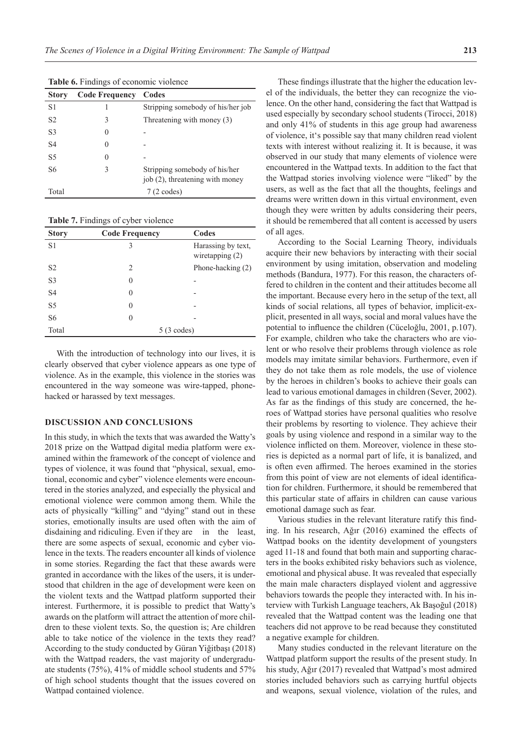**Table 6.** Findings of economic violence

| Story | Code Frequency | Codes |
|---|---|---|
| S1 | 1 | Stripping somebody of his/her job |
| S2 | 3 | Threatening with money (3) |
| S3 | 0 | - |
| S4 | 0 | - |
| S5 | 0 | - |
| S6 | 3 | Stripping somebody of his/her job (2), threatening with money |
| Total | 7 (2 codes) | |

**Table 7.** Findings of cyber violence

| Story | Code Frequency | Codes |
|---|---|---|
| S1 | 3 | Harassing by text, wiretapping (2) |
| S2 | 2 | Phone-hacking (2) |
| S3 | 0 | - |
| S4 | 0 | - |
| S5 | 0 | - |
| S6 | 0 | - |
| Total | 5 (3 codes) | |

With the introduction of technology into our lives, it is clearly observed that cyber violence appears as one type of violence. As in the example, this violence in the stories was encountered in the way someone was wire-tapped, phone-hacked or harassed by text messages.

## DISCUSSION AND CONCLUSIONS

In this study, in which the texts that was awarded the Watty's 2018 prize on the Wattpad digital media platform were examined within the framework of the concept of violence and types of violence, it was found that "physical, sexual, emotional, economic and cyber" violence elements were encountered in the stories analyzed, and especially the physical and emotional violence were common among them. While the acts of physically "killing" and "dying" stand out in these stories, emotionally insults are used often with the aim of disdaining and ridiculing. Even if they are in the least, there are some aspects of sexual, economic and cyber violence in the texts. The readers encounter all kinds of violence in some stories. Regarding the fact that these awards were granted in accordance with the likes of the users, it is understood that children in the age of development were keen on the violent texts and the Wattpad platform supported their interest. Furthermore, it is possible to predict that Watty's awards on the platform will attract the attention of more children to these violent texts. So, the question is; Are children able to take notice of the violence in the texts they read? According to the study conducted by Güran Yiğitbaşı (2018) with the Wattpad readers, the vast majority of undergraduate students (75%), 41% of middle school students and 57% of high school students thought that the issues covered on Wattpad contained violence.

These findings illustrate that the higher the education level of the individuals, the better they can recognize the violence. On the other hand, considering the fact that Wattpad is used especially by secondary school students (Tirocci, 2018) and only 41% of students in this age group had awareness of violence, it's possible say that many children read violent texts with interest without realizing it. It is because, it was observed in our study that many elements of violence were encountered in the Wattpad texts. In addition to the fact that the Wattpad stories involving violence were "liked" by the users, as well as the fact that all the thoughts, feelings and dreams were written down in this virtual environment, even though they were written by adults considering their peers, it should be remembered that all content is accessed by users of all ages.

According to the Social Learning Theory, individuals acquire their new behaviors by interacting with their social environment by using imitation, observation and modeling methods (Bandura, 1977). For this reason, the characters offered to children in the content and their attitudes become all the important. Because every hero in the setup of the text, all kinds of social relations, all types of behavior, implicit-explicit, presented in all ways, social and moral values have the potential to influence the children (Cüceloğlu, 2001, p.107). For example, children who take the characters who are violent or who resolve their problems through violence as role models may imitate similar behaviors. Furthermore, even if they do not take them as role models, the use of violence by the heroes in children's books to achieve their goals can lead to various emotional damages in children (Sever, 2002). As far as the findings of this study are concerned, the heroes of Wattpad stories have personal qualities who resolve their problems by resorting to violence. They achieve their goals by using violence and respond in a similar way to the violence inflicted on them. Moreover, violence in these stories is depicted as a normal part of life, it is banalized, and is often even affirmed. The heroes examined in the stories from this point of view are not elements of ideal identification for children. Furthermore, it should be remembered that this particular state of affairs in children can cause various emotional damage such as fear.

Various studies in the relevant literature ratify this finding. In his research, Ağır (2016) examined the effects of Wattpad books on the identity development of youngsters aged 11-18 and found that both main and supporting characters in the books exhibited risky behaviors such as violence, emotional and physical abuse. It was revealed that especially the main male characters displayed violent and aggressive behaviors towards the people they interacted with. In his interview with Turkish Language teachers, Ak Başoğul (2018) revealed that the Wattpad content was the leading one that teachers did not approve to be read because they constituted a negative example for children.

Many studies conducted in the relevant literature on the Wattpad platform support the results of the present study. In his study, Ağır (2017) revealed that Wattpad's most admired stories included behaviors such as carrying hurtful objects and weapons, sexual violence, violation of the rules, and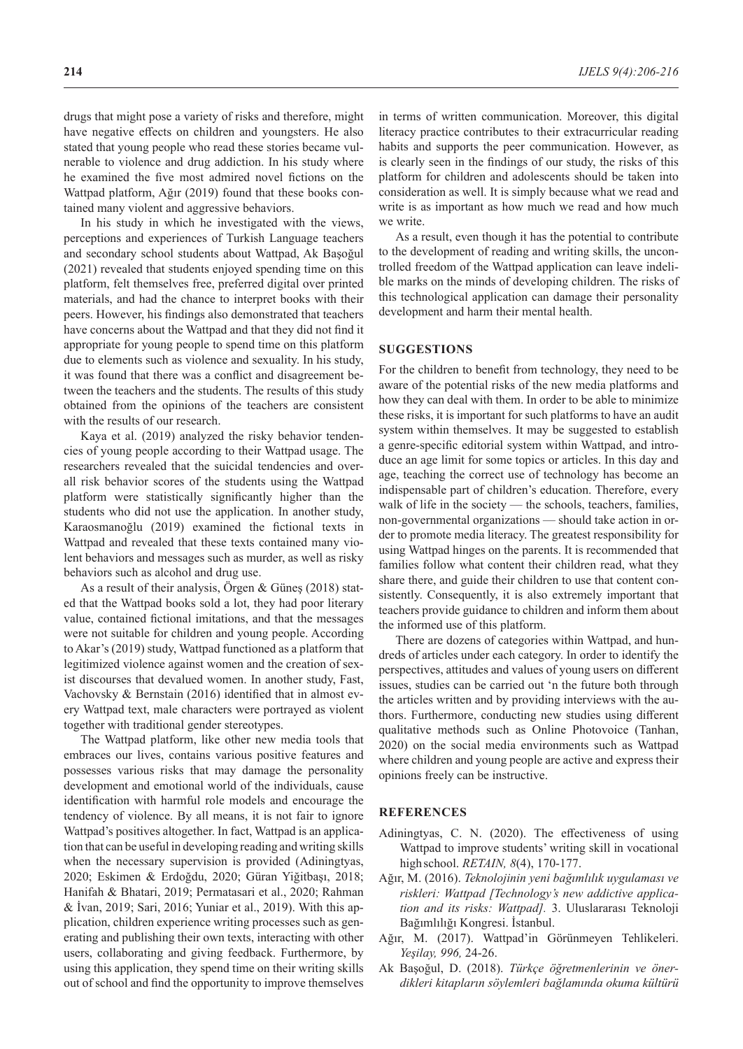drugs that might pose a variety of risks and therefore, might have negative effects on children and youngsters. He also stated that young people who read these stories became vulnerable to violence and drug addiction. In his study where he examined the five most admired novel fictions on the Wattpad platform, Ağır (2019) found that these books contained many violent and aggressive behaviors.

In his study in which he investigated with the views, perceptions and experiences of Turkish Language teachers and secondary school students about Wattpad, Ak Başoğul (2021) revealed that students enjoyed spending time on this platform, felt themselves free, preferred digital over printed materials, and had the chance to interpret books with their peers. However, his findings also demonstrated that teachers have concerns about the Wattpad and that they did not find it appropriate for young people to spend time on this platform due to elements such as violence and sexuality. In his study, it was found that there was a conflict and disagreement between the teachers and the students. The results of this study obtained from the opinions of the teachers are consistent with the results of our research.

Kaya et al. (2019) analyzed the risky behavior tendencies of young people according to their Wattpad usage. The researchers revealed that the suicidal tendencies and overall risk behavior scores of the students using the Wattpad platform were statistically significantly higher than the students who did not use the application. In another study, Karaosmanoğlu (2019) examined the fictional texts in Wattpad and revealed that these texts contained many violent behaviors and messages such as murder, as well as risky behaviors such as alcohol and drug use.

As a result of their analysis, Örgen & Güneş (2018) stated that the Wattpad books sold a lot, they had poor literary value, contained fictional imitations, and that the messages were not suitable for children and young people. According to Akar's (2019) study, Wattpad functioned as a platform that legitimized violence against women and the creation of sexist discourses that devalued women. In another study, Fast, Vachovsky & Bernstain (2016) identified that in almost every Wattpad text, male characters were portrayed as violent together with traditional gender stereotypes.

The Wattpad platform, like other new media tools that embraces our lives, contains various positive features and possesses various risks that may damage the personality development and emotional world of the individuals, cause identification with harmful role models and encourage the tendency of violence. By all means, it is not fair to ignore Wattpad's positives altogether. In fact, Wattpad is an application that can be useful in developing reading and writing skills when the necessary supervision is provided (Adiningtyas, 2020; Eskimen & Erdoğdu, 2020; Güran Yiğitbaşı, 2018; Hanifah & Bhatari, 2019; Permatasari et al., 2020; Rahman & İvan, 2019; Sari, 2016; Yuniar et al., 2019). With this application, children experience writing processes such as generating and publishing their own texts, interacting with other users, collaborating and giving feedback. Furthermore, by using this application, they spend time on their writing skills out of school and find the opportunity to improve themselves in terms of written communication. Moreover, this digital literacy practice contributes to their extracurricular reading habits and supports the peer communication. However, as is clearly seen in the findings of our study, the risks of this platform for children and adolescents should be taken into consideration as well. It is simply because what we read and write is as important as how much we read and how much we write.

As a result, even though it has the potential to contribute to the development of reading and writing skills, the uncontrolled freedom of the Wattpad application can leave indelible marks on the minds of developing children. The risks of this technological application can damage their personality development and harm their mental health.

## SUGGESTIONS

For the children to benefit from technology, they need to be aware of the potential risks of the new media platforms and how they can deal with them. In order to be able to minimize these risks, it is important for such platforms to have an audit system within themselves. It may be suggested to establish a genre-specific editorial system within Wattpad, and introduce an age limit for some topics or articles. In this day and age, teaching the correct use of technology has become an indispensable part of children's education. Therefore, every walk of life in the society — the schools, teachers, families, non-governmental organizations — should take action in order to promote media literacy. The greatest responsibility for using Wattpad hinges on the parents. It is recommended that families follow what content their children read, what they share there, and guide their children to use that content consistently. Consequently, it is also extremely important that teachers provide guidance to children and inform them about the informed use of this platform.

There are dozens of categories within Wattpad, and hundreds of articles under each category. In order to identify the perspectives, attitudes and values of young users on different issues, studies can be carried out 'n the future both through the articles written and by providing interviews with the authors. Furthermore, conducting new studies using different qualitative methods such as Online Photovoice (Tanhan, 2020) on the social media environments such as Wattpad where children and young people are active and express their opinions freely can be instructive.

## REFERENCES

Adiningtyas, C. N. (2020). The effectiveness of using Wattpad to improve students' writing skill in vocational high school. *RETAIN, 8*(4), 170-177.

Ağır, M. (2016). *Teknolojinin yeni bağımlılık uygulaması ve riskleri: Wattpad [Technology's new addictive application and its risks: Wattpad].* 3. Uluslararası Teknoloji Bağımlılığı Kongresi. İstanbul.

Ağır, M. (2017). Wattpad'in Görünmeyen Tehlikeleri. *Yeşilay, 996,* 24-26.

Ak Başoğul, D. (2018). *Türkçe öğretmenlerinin ve önerdikleri kitapların söylemleri bağlamında okuma kültürü*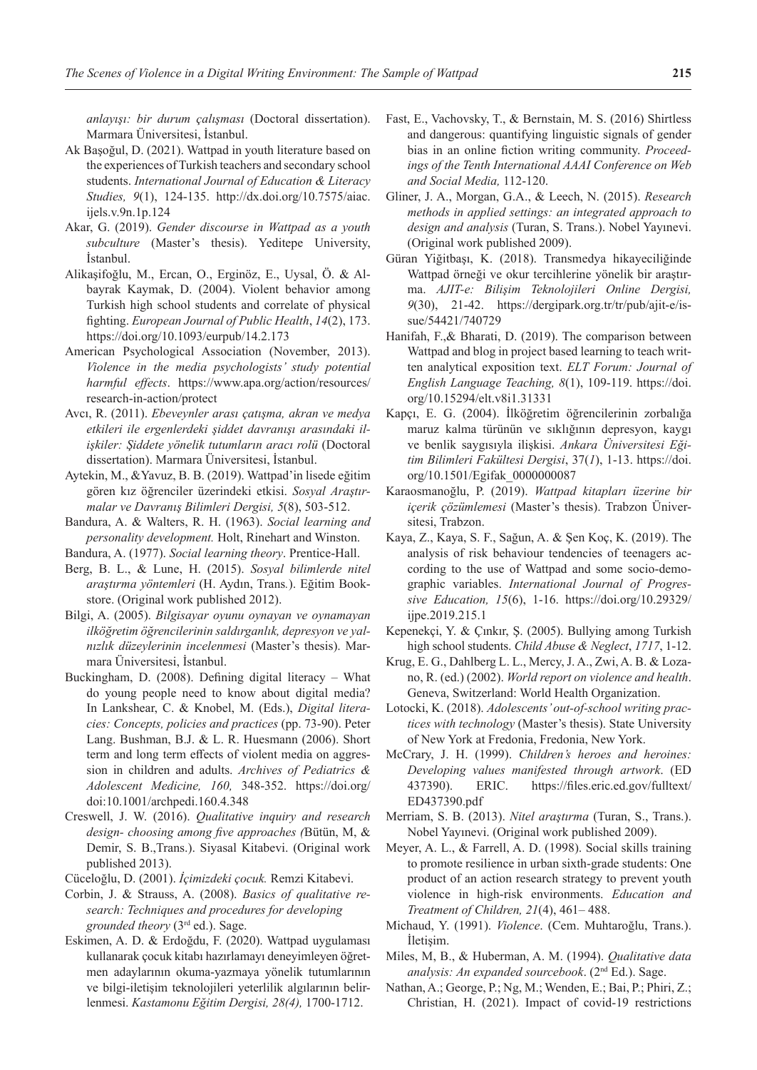*anlayışı: bir durum çalışması* (Doctoral dissertation). Marmara Üniversitesi, İstanbul.

Ak Başoğul, D. (2021). Wattpad in youth literature based on the experiences of Turkish teachers and secondary school students. *International Journal of Education & Literacy Studies, 9*(1), 124-135. http://dx.doi.org/10.7575/aiac.ijels.v.9n.1p.124

Akar, G. (2019). *Gender discourse in Wattpad as a youth subculture* (Master's thesis). Yeditepe University, İstanbul.

Alikaşifoğlu, M., Ercan, O., Erginöz, E., Uysal, Ö. & Albayrak Kaymak, D. (2004). Violent behavior among Turkish high school students and correlate of physical fighting. *European Journal of Public Health*, *14*(2), 173. https://doi.org/10.1093/eurpub/14.2.173

American Psychological Association (November, 2013). *Violence in the media psychologists' study potential harmful effects*. https://www.apa.org/action/resources/research-in-action/protect

Avcı, R. (2011). *Ebeveynler arası çatışma, akran ve medya etkileri ile ergenlerdeki şiddet davranışı arasındaki ilişkiler: Şiddete yönelik tutumların aracı rolü* (Doctoral dissertation). Marmara Üniversitesi, İstanbul.

Aytekin, M., &Yavuz, B. B. (2019). Wattpad'in lisede eğitim gören kız öğrenciler üzerindeki etkisi. *Sosyal Araştırmalar ve Davranış Bilimleri Dergisi, 5*(8), 503-512.

Bandura, A. & Walters, R. H. (1963). *Social learning and personality development.* Holt, Rinehart and Winston.

Bandura, A. (1977). *Social learning theory*. Prentice-Hall.

Berg, B. L., & Lune, H. (2015). *Sosyal bilimlerde nitel araştırma yöntemleri* (H. Aydın, Trans.). Eğitim Bookstore. (Original work published 2012).

Bilgi, A. (2005). *Bilgisayar oyunu oynayan ve oynamayan ilköğretim öğrencilerinin saldırganlık, depresyon ve yalnızlık düzeylerinin incelenmesi* (Master's thesis). Marmara Üniversitesi, İstanbul.

Buckingham, D. (2008). Defining digital literacy – What do young people need to know about digital media? In Lankshear, C. & Knobel, M. (Eds.), *Digital literacies: Concepts, policies and practices* (pp. 73-90). Peter Lang. Bushman, B.J. & L. R. Huesmann (2006). Short term and long term effects of violent media on aggression in children and adults. *Archives of Pediatrics & Adolescent Medicine, 160,* 348-352. https://doi.org/doi:10.1001/archpedi.160.4.348

Creswell, J. W. (2016). *Qualitative inquiry and research design- choosing among five approaches (*Bütün, M, & Demir, S. B.,Trans.). Siyasal Kitabevi. (Original work published 2013).

Cüceloğlu, D. (2001). *İçimizdeki çocuk.* Remzi Kitabevi.

Corbin, J. & Strauss, A. (2008). *Basics of qualitative research: Techniques and procedures for developing grounded theory* (3rd ed.). Sage.

Eskimen, A. D. & Erdoğdu, F. (2020). Wattpad uygulaması kullanarak çocuk kitabı hazırlamayı deneyimleyen öğretmen adaylarının okuma-yazmaya yönelik tutumlarının ve bilgi-iletişim teknolojileri yeterlilik algılarının belirlenmesi. *Kastamonu Eğitim Dergisi, 28(4),* 1700-1712.

Fast, E., Vachovsky, T., & Bernstain, M. S. (2016) Shirtless and dangerous: quantifying linguistic signals of gender bias in an online fiction writing community. *Proceedings of the Tenth International AAAI Conference on Web and Social Media,* 112-120.

Gliner, J. A., Morgan, G.A., & Leech, N. (2015). *Research methods in applied settings: an integrated approach to design and analysis* (Turan, S. Trans.). Nobel Yayınevi. (Original work published 2009).

Güran Yiğitbaşı, K. (2018). Transmedya hikayeciliğinde Wattpad örneği ve okur tercihlerine yönelik bir araştırma. *AJIT-e: Bilişim Teknolojileri Online Dergisi, 9*(30), 21-42. https://dergipark.org.tr/tr/pub/ajit-e/issue/54421/740729

Hanifah, F.,& Bharati, D. (2019). The comparison between Wattpad and blog in project based learning to teach written analytical exposition text. *ELT Forum: Journal of English Language Teaching, 8*(1), 109-119. https://doi.org/10.15294/elt.v8i1.31331

Kapçı, E. G. (2004). İlköğretim öğrencilerinin zorbalığa maruz kalma türünün ve sıklığının depresyon, kaygı ve benlik saygısıyla ilişkisi. *Ankara Üniversitesi Eğitim Bilimleri Fakültesi Dergisi*, 37(*1*), 1-13. https://doi.org/10.1501/Egifak_0000000087

Karaosmanoğlu, P. (2019). *Wattpad kitapları üzerine bir içerik çözümlemesi* (Master's thesis). Trabzon Üniversitesi, Trabzon.

Kaya, Z., Kaya, S. F., Sağun, A. & Şen Koç, K. (2019). The analysis of risk behaviour tendencies of teenagers according to the use of Wattpad and some socio-demographic variables. *International Journal of Progressive Education, 15*(6), 1-16. https://doi.org/10.29329/ijpe.2019.215.1

Kepenekçi, Y. & Çınkır, Ş. (2005). Bullying among Turkish high school students. *Child Abuse & Neglect*, *1717*, 1-12.

Krug, E. G., Dahlberg L. L., Mercy, J. A., Zwi, A. B. & Lozano, R. (ed.) (2002). *World report on violence and health*. Geneva, Switzerland: World Health Organization.

Lotocki, K. (2018). *Adolescents' out-of-school writing practices with technology* (Master's thesis). State University of New York at Fredonia, Fredonia, New York.

McCrary, J. H. (1999). *Children's heroes and heroines: Developing values manifested through artwork*. (ED 437390). ERIC. https://files.eric.ed.gov/fulltext/ED437390.pdf

Merriam, S. B. (2013). *Nitel araştırma* (Turan, S., Trans.). Nobel Yayınevi. (Original work published 2009).

Meyer, A. L., & Farrell, A. D. (1998). Social skills training to promote resilience in urban sixth-grade students: One product of an action research strategy to prevent youth violence in high-risk environments. *Education and Treatment of Children, 21*(4), 461– 488.

Michaud, Y. (1991). *Violence*. (Cem. Muhtaroğlu, Trans.). İletişim.

Miles, M, B., & Huberman, A. M. (1994). *Qualitative data analysis: An expanded sourcebook*. (2nd Ed.). Sage.

Nathan, A.; George, P.; Ng, M.; Wenden, E.; Bai, P.; Phiri, Z.; Christian, H. (2021). Impact of covid-19 restrictions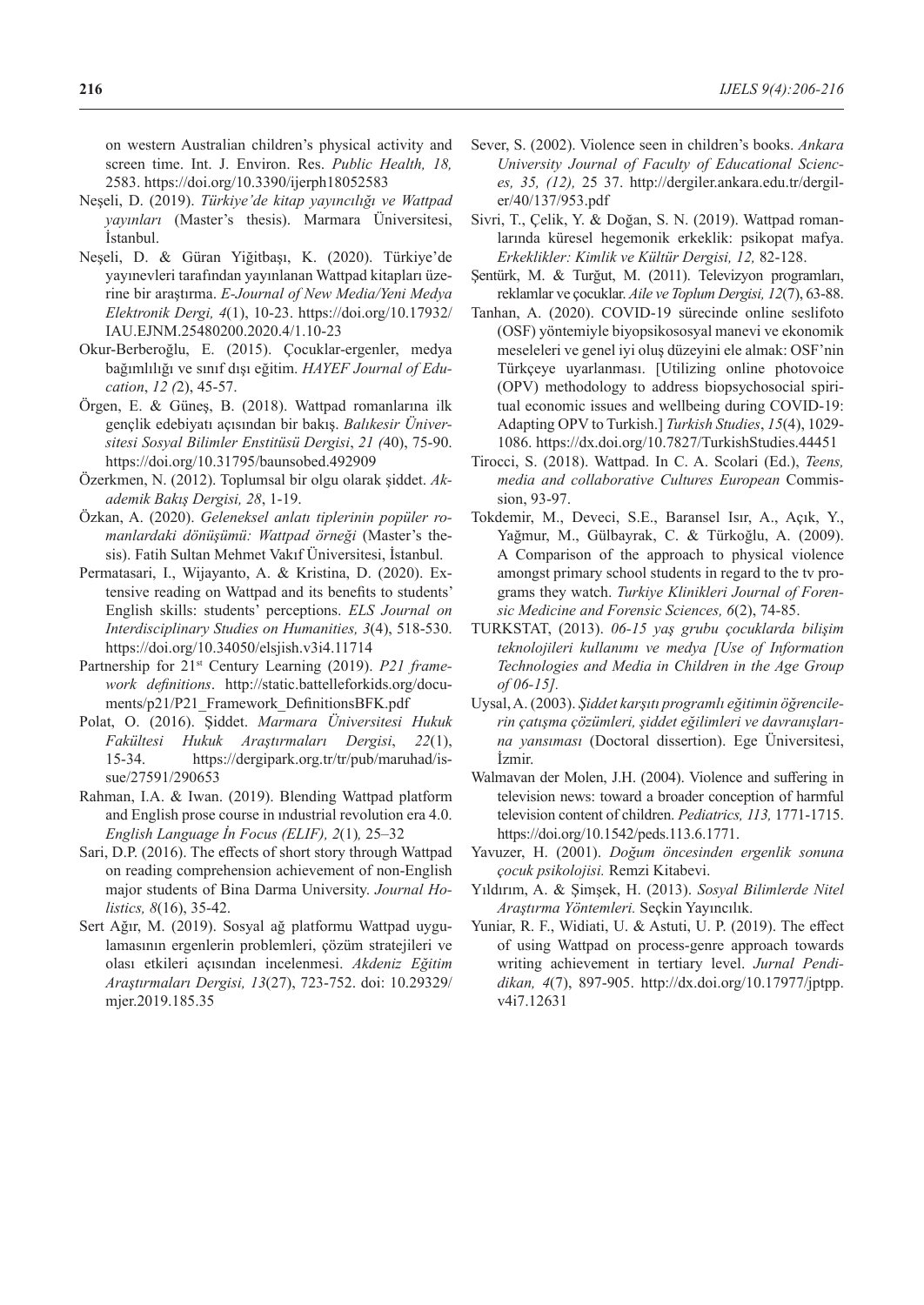on western Australian children's physical activity and screen time. Int. J. Environ. Res. *Public Health, 18,* 2583. https://doi.org/10.3390/ijerph18052583

Neşeli, D. (2019). *Türkiye'de kitap yayıncılığı ve Wattpad yayınları* (Master's thesis). Marmara Üniversitesi, İstanbul.

Neşeli, D. & Güran Yiğitbaşı, K. (2020). Türkiye'de yayınevleri tarafından yayınlanan Wattpad kitapları üzerine bir araştırma. *E-Journal of New Media/Yeni Medya Elektronik Dergi, 4*(1), 10-23. https://doi.org/10.17932/IAU.EJNM.25480200.2020.4/1.10-23

Okur-Berberoğlu, E. (2015). Çocuklar-ergenler, medya bağımlılığı ve sınıf dışı eğitim. *HAYEF Journal of Education*, *12 (*2), 45-57.

Örgen, E. & Güneş, B. (2018). Wattpad romanlarına ilk gençlik edebiyatı açısından bir bakış. *Balıkesir Üniversitesi Sosyal Bilimler Enstitüsü Dergisi*, *21 (*40), 75-90. https://doi.org/10.31795/baunsobed.492909

Özerkmen, N. (2012). Toplumsal bir olgu olarak şiddet. *Akademik Bakış Dergisi, 28*, 1-19.

Özkan, A. (2020). *Geleneksel anlatı tiplerinin popüler romanlardaki dönüşümü: Wattpad örneği* (Master's thesis). Fatih Sultan Mehmet Vakıf Üniversitesi, İstanbul.

Permatasari, I., Wijayanto, A. & Kristina, D. (2020). Extensive reading on Wattpad and its benefits to students' English skills: students' perceptions. *ELS Journal on Interdisciplinary Studies on Humanities, 3*(4), 518-530. https://doi.org/10.34050/elsjish.v3i4.11714

Partnership for 21st Century Learning (2019). *P21 framework definitions*. http://static.battelleforkids.org/documents/p21/P21_Framework_DefinitionsBFK.pdf

Polat, O. (2016). Şiddet. *Marmara Üniversitesi Hukuk Fakültesi Hukuk Araştırmaları Dergisi*, *22*(1), 15-34. https://dergipark.org.tr/tr/pub/maruhad/issue/27591/290653

Rahman, I.A. & Iwan. (2019). Blending Wattpad platform and English prose course in ındustrial revolution era 4.0. *English Language İn Focus (ELIF), 2*(1)*,* 25–32

Sari, D.P. (2016). The effects of short story through Wattpad on reading comprehension achievement of non-English major students of Bina Darma University. *Journal Holistics, 8*(16), 35-42.

Sert Ağır, M. (2019). Sosyal ağ platformu Wattpad uygulamasının ergenlerin problemleri, çözüm stratejileri ve olası etkileri açısından incelenmesi. *Akdeniz Eğitim Araştırmaları Dergisi, 13*(27), 723-752. doi: 10.29329/mjer.2019.185.35

Sever, S. (2002). Violence seen in children's books. *Ankara University Journal of Faculty of Educational Sciences, 35, (12),* 25 37. http://dergiler.ankara.edu.tr/dergiler/40/137/953.pdf

Sivri, T., Çelik, Y. & Doğan, S. N. (2019). Wattpad romanlarında küresel hegemonik erkeklik: psikopat mafya. *Erkeklikler: Kimlik ve Kültür Dergisi, 12,* 82-128.

Şentürk, M. & Turğut, M. (2011). Televizyon programları, reklamlar ve çocuklar. *Aile ve Toplum Dergisi, 12*(7), 63-88.

Tanhan, A. (2020). COVID-19 sürecinde online seslifoto (OSF) yöntemiyle biyopsikososyal manevi ve ekonomik meseleleri ve genel iyi oluş düzeyini ele almak: OSF'nin Türkçeye uyarlanması. [Utilizing online photovoice (OPV) methodology to address biopsychosocial spiritual economic issues and wellbeing during COVID-19: Adapting OPV to Turkish.] *Turkish Studies*, *15*(4), 1029-1086. https://dx.doi.org/10.7827/TurkishStudies.44451

Tirocci, S. (2018). Wattpad. In C. A. Scolari (Ed.), *Teens, media and collaborative Cultures European* Commission, 93-97.

Tokdemir, M., Deveci, S.E., Baransel Isır, A., Açık, Y., Yağmur, M., Gülbayrak, C. & Türkoğlu, A. (2009). A Comparison of the approach to physical violence amongst primary school students in regard to the tv programs they watch. *Turkiye Klinikleri Journal of Forensic Medicine and Forensic Sciences, 6*(2), 74-85.

TURKSTAT, (2013). *06-15 yaş grubu çocuklarda bilişim teknolojileri kullanımı ve medya [Use of Information Technologies and Media in Children in the Age Group of 06-15].*

Uysal, A. (2003). *Şiddet karşıtı programlı eğitimin öğrencilerin çatışma çözümleri, şiddet eğilimleri ve davranışlarına yansıması* (Doctoral dissertion). Ege Üniversitesi, İzmir.

Walmavan der Molen, J.H. (2004). Violence and suffering in television news: toward a broader conception of harmful television content of children. *Pediatrics, 113,* 1771-1715. https://doi.org/10.1542/peds.113.6.1771.

Yavuzer, H. (2001). *Doğum öncesinden ergenlik sonuna çocuk psikolojisi.* Remzi Kitabevi.

Yıldırım, A. & Şimşek, H. (2013). *Sosyal Bilimlerde Nitel Araştırma Yöntemleri.* Seçkin Yayıncılık.

Yuniar, R. F., Widiati, U. & Astuti, U. P. (2019). The effect of using Wattpad on process-genre approach towards writing achievement in tertiary level. *Jurnal Pendidikan, 4*(7), 897-905. http://dx.doi.org/10.17977/jptpp.v4i7.12631